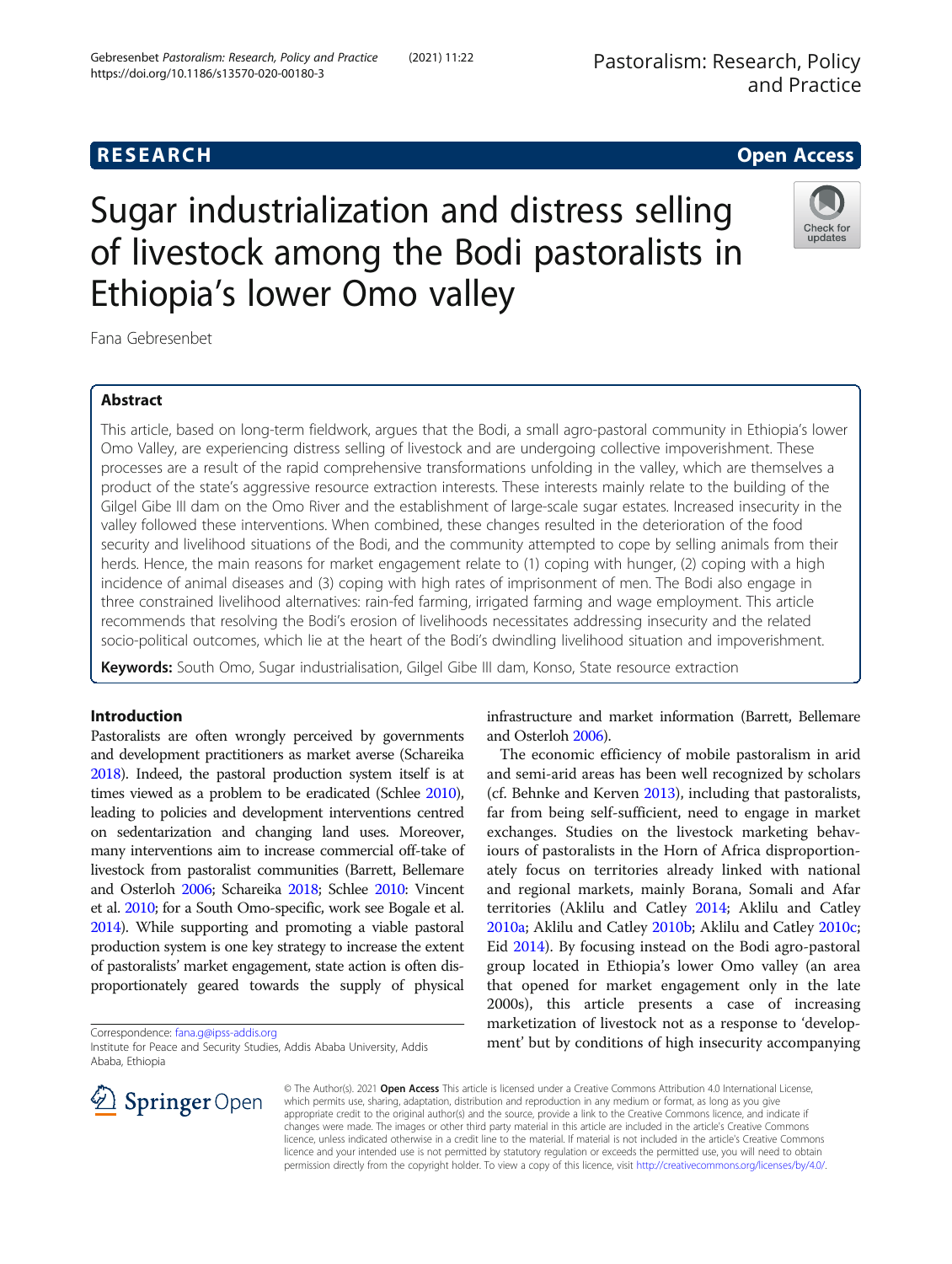RESEARCH Open Access

# Sugar industrialization and distress selling of livestock among the Bodi pastoralists in Ethiopia's lower Omo valley

Fana Gebresenbet

## Abstract

This article, based on long-term fieldwork, argues that the Bodi, a small agro-pastoral community in Ethiopia's lower Omo Valley, are experiencing distress selling of livestock and are undergoing collective impoverishment. These processes are a result of the rapid comprehensive transformations unfolding in the valley, which are themselves a product of the state's aggressive resource extraction interests. These interests mainly relate to the building of the Gilgel Gibe III dam on the Omo River and the establishment of large-scale sugar estates. Increased insecurity in the valley followed these interventions. When combined, these changes resulted in the deterioration of the food security and livelihood situations of the Bodi, and the community attempted to cope by selling animals from their herds. Hence, the main reasons for market engagement relate to (1) coping with hunger, (2) coping with a high incidence of animal diseases and (3) coping with high rates of imprisonment of men. The Bodi also engage in three constrained livelihood alternatives: rain-fed farming, irrigated farming and wage employment. This article recommends that resolving the Bodi's erosion of livelihoods necessitates addressing insecurity and the related socio-political outcomes, which lie at the heart of the Bodi's dwindling livelihood situation and impoverishment.

**Keywords:** South Omo, Sugar industrialisation, Gilgel Gibe III dam, Konso, State resource extraction

## Introduction

Pastoralists are often wrongly perceived by governments and development practitioners as market averse (Schareika 2018). Indeed, the pastoral production system itself is at times viewed as a problem to be eradicated (Schlee 2010), leading to policies and development interventions centred on sedentarization and changing land uses. Moreover, many interventions aim to increase commercial off-take of livestock from pastoralist communities (Barrett, Bellemare and Osterloh 2006; Schareika 2018; Schlee 2010: Vincent et al. 2010; for a South Omo-specific, work see Bogale et al. 2014). While supporting and promoting a viable pastoral production system is one key strategy to increase the extent of pastoralists' market engagement, state action is often disproportionately geared towards the supply of physical infrastructure and market information (Barrett, Bellemare and Osterloh 2006).

The economic efficiency of mobile pastoralism in arid and semi-arid areas has been well recognized by scholars (cf. Behnke and Kerven 2013), including that pastoralists, far from being self-sufficient, need to engage in market exchanges. Studies on the livestock marketing behaviours of pastoralists in the Horn of Africa disproportionately focus on territories already linked with national and regional markets, mainly Borana, Somali and Afar territories (Aklilu and Catley 2014; Aklilu and Catley 2010a; Aklilu and Catley 2010b; Aklilu and Catley 2010c; Eid 2014). By focusing instead on the Bodi agro-pastoral group located in Ethiopia's lower Omo valley (an area that opened for market engagement only in the late 2000s), this article presents a case of increasing marketization of livestock not as a response to 'development' but by conditions of high insecurity accompanying

Correspondence: fana.g@ipss-addis.org
Institute for Peace and Security Studies, Addis Ababa University, Addis Ababa, Ethiopia

© The Author(s). 2021 **Open Access** This article is licensed under a Creative Commons Attribution 4.0 International License, which permits use, sharing, adaptation, distribution and reproduction in any medium or format, as long as you give appropriate credit to the original author(s) and the source, provide a link to the Creative Commons licence, and indicate if changes were made. The images or other third party material in this article are included in the article's Creative Commons licence, unless indicated otherwise in a credit line to the material. If material is not included in the article's Creative Commons licence and your intended use is not permitted by statutory regulation or exceeds the permitted use, you will need to obtain permission directly from the copyright holder. To view a copy of this licence, visit http://creativecommons.org/licenses/by/4.0/.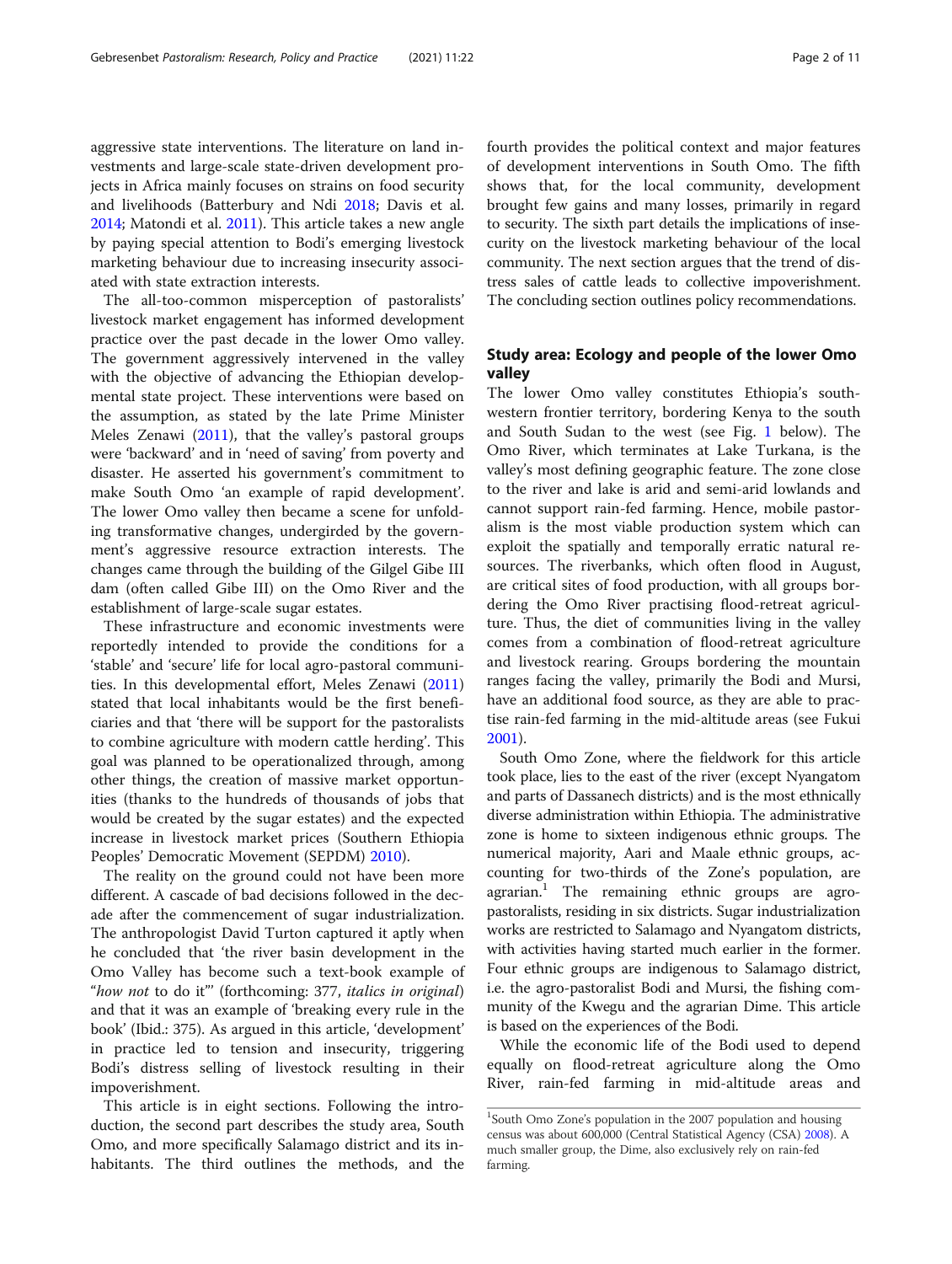aggressive state interventions. The literature on land investments and large-scale state-driven development projects in Africa mainly focuses on strains on food security and livelihoods (Batterbury and Ndi 2018; Davis et al. 2014; Matondi et al. 2011). This article takes a new angle by paying special attention to Bodi's emerging livestock marketing behaviour due to increasing insecurity associated with state extraction interests.

The all-too-common misperception of pastoralists' livestock market engagement has informed development practice over the past decade in the lower Omo valley. The government aggressively intervened in the valley with the objective of advancing the Ethiopian developmental state project. These interventions were based on the assumption, as stated by the late Prime Minister Meles Zenawi (2011), that the valley's pastoral groups were 'backward' and in 'need of saving' from poverty and disaster. He asserted his government's commitment to make South Omo 'an example of rapid development'. The lower Omo valley then became a scene for unfolding transformative changes, undergirded by the government's aggressive resource extraction interests. The changes came through the building of the Gilgel Gibe III dam (often called Gibe III) on the Omo River and the establishment of large-scale sugar estates.

These infrastructure and economic investments were reportedly intended to provide the conditions for a 'stable' and 'secure' life for local agro-pastoral communities. In this developmental effort, Meles Zenawi (2011) stated that local inhabitants would be the first beneficiaries and that 'there will be support for the pastoralists to combine agriculture with modern cattle herding'. This goal was planned to be operationalized through, among other things, the creation of massive market opportunities (thanks to the hundreds of thousands of jobs that would be created by the sugar estates) and the expected increase in livestock market prices (Southern Ethiopia Peoples' Democratic Movement (SEPDM) 2010).

The reality on the ground could not have been more different. A cascade of bad decisions followed in the decade after the commencement of sugar industrialization. The anthropologist David Turton captured it aptly when he concluded that 'the river basin development in the Omo Valley has become such a text-book example of "*how not* to do it"' (forthcoming: 377, *italics in original*) and that it was an example of 'breaking every rule in the book' (Ibid.: 375). As argued in this article, 'development' in practice led to tension and insecurity, triggering Bodi's distress selling of livestock resulting in their impoverishment.

This article is in eight sections. Following the introduction, the second part describes the study area, South Omo, and more specifically Salamago district and its inhabitants. The third outlines the methods, and the fourth provides the political context and major features of development interventions in South Omo. The fifth shows that, for the local community, development brought few gains and many losses, primarily in regard to security. The sixth part details the implications of insecurity on the livestock marketing behaviour of the local community. The next section argues that the trend of distress sales of cattle leads to collective impoverishment. The concluding section outlines policy recommendations.

## Study area: Ecology and people of the lower Omo valley

The lower Omo valley constitutes Ethiopia's south-western frontier territory, bordering Kenya to the south and South Sudan to the west (see Fig. 1 below). The Omo River, which terminates at Lake Turkana, is the valley's most defining geographic feature. The zone close to the river and lake is arid and semi-arid lowlands and cannot support rain-fed farming. Hence, mobile pastoralism is the most viable production system which can exploit the spatially and temporally erratic natural resources. The riverbanks, which often flood in August, are critical sites of food production, with all groups bordering the Omo River practising flood-retreat agriculture. Thus, the diet of communities living in the valley comes from a combination of flood-retreat agriculture and livestock rearing. Groups bordering the mountain ranges facing the valley, primarily the Bodi and Mursi, have an additional food source, as they are able to practise rain-fed farming in the mid-altitude areas (see Fukui 2001).

South Omo Zone, where the fieldwork for this article took place, lies to the east of the river (except Nyangatom and parts of Dassanech districts) and is the most ethnically diverse administration within Ethiopia. The administrative zone is home to sixteen indigenous ethnic groups. The numerical majority, Aari and Maale ethnic groups, accounting for two-thirds of the Zone's population, are agrarian.[1] The remaining ethnic groups are agro-pastoralists, residing in six districts. Sugar industrialization works are restricted to Salamago and Nyangatom districts, with activities having started much earlier in the former. Four ethnic groups are indigenous to Salamago district, i.e. the agro-pastoralist Bodi and Mursi, the fishing community of the Kwegu and the agrarian Dime. This article is based on the experiences of the Bodi.

While the economic life of the Bodi used to depend equally on flood-retreat agriculture along the Omo River, rain-fed farming in mid-altitude areas and

[1] South Omo Zone's population in the 2007 population and housing census was about 600,000 (Central Statistical Agency (CSA) 2008). A much smaller group, the Dime, also exclusively rely on rain-fed farming.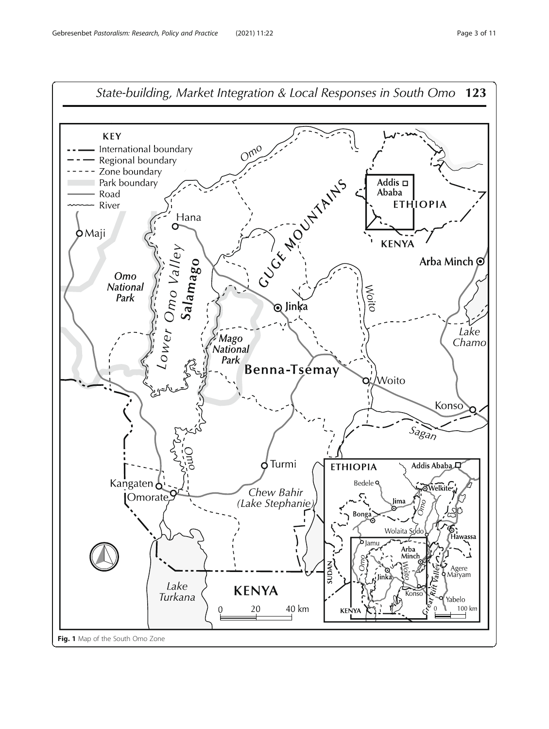Fig. 1 Map of the South Omo Zone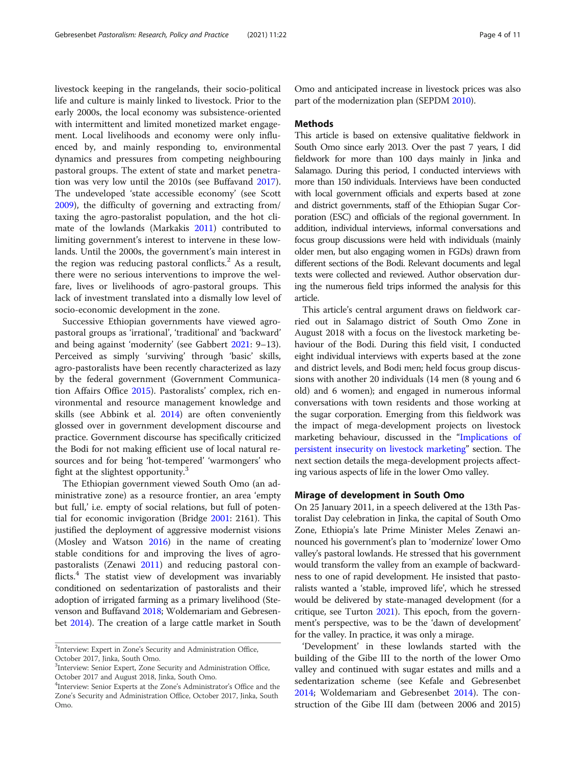livestock keeping in the rangelands, their socio-political life and culture is mainly linked to livestock. Prior to the early 2000s, the local economy was subsistence-oriented with intermittent and limited monetized market engagement. Local livelihoods and economy were only influenced by, and mainly responding to, environmental dynamics and pressures from competing neighbouring pastoral groups. The extent of state and market penetration was very low until the 2010s (see Buffavand 2017). The undeveloped 'state accessible economy' (see Scott 2009), the difficulty of governing and extracting from/taxing the agro-pastoralist population, and the hot climate of the lowlands (Markakis 2011) contributed to limiting government's interest to intervene in these lowlands. Until the 2000s, the government's main interest in the region was reducing pastoral conflicts.[2] As a result, there were no serious interventions to improve the welfare, lives or livelihoods of agro-pastoral groups. This lack of investment translated into a dismally low level of socio-economic development in the zone.

Successive Ethiopian governments have viewed agro-pastoral groups as 'irrational', 'traditional' and 'backward' and being against 'modernity' (see Gabbert 2021: 9–13). Perceived as simply 'surviving' through 'basic' skills, agro-pastoralists have been recently characterized as lazy by the federal government (Government Communication Affairs Office 2015). Pastoralists' complex, rich environmental and resource management knowledge and skills (see Abbink et al. 2014) are often conveniently glossed over in government development discourse and practice. Government discourse has specifically criticized the Bodi for not making efficient use of local natural resources and for being 'hot-tempered' 'warmongers' who fight at the slightest opportunity.[3]

The Ethiopian government viewed South Omo (an administrative zone) as a resource frontier, an area 'empty but full,' i.e. empty of social relations, but full of potential for economic invigoration (Bridge 2001: 2161). This justified the deployment of aggressive modernist visions (Mosley and Watson 2016) in the name of creating stable conditions for and improving the lives of agro-pastoralists (Zenawi 2011) and reducing pastoral conflicts.[4] The statist view of development was invariably conditioned on sedentarization of pastoralists and their adoption of irrigated farming as a primary livelihood (Stevenson and Buffavand 2018; Woldemariam and Gebresenbet 2014). The creation of a large cattle market in South Omo and anticipated increase in livestock prices was also part of the modernization plan (SEPDM 2010).

## Methods

This article is based on extensive qualitative fieldwork in South Omo since early 2013. Over the past 7 years, I did fieldwork for more than 100 days mainly in Jinka and Salamago. During this period, I conducted interviews with more than 150 individuals. Interviews have been conducted with local government officials and experts based at zone and district governments, staff of the Ethiopian Sugar Corporation (ESC) and officials of the regional government. In addition, individual interviews, informal conversations and focus group discussions were held with individuals (mainly older men, but also engaging women in FGDs) drawn from different sections of the Bodi. Relevant documents and legal texts were collected and reviewed. Author observation during the numerous field trips informed the analysis for this article.

This article's central argument draws on fieldwork carried out in Salamago district of South Omo Zone in August 2018 with a focus on the livestock marketing behaviour of the Bodi. During this field visit, I conducted eight individual interviews with experts based at the zone and district levels, and Bodi men; held focus group discussions with another 20 individuals (14 men (8 young and 6 old) and 6 women); and engaged in numerous informal conversations with town residents and those working at the sugar corporation. Emerging from this fieldwork was the impact of mega-development projects on livestock marketing behaviour, discussed in the "Implications of persistent insecurity on livestock marketing" section. The next section details the mega-development projects affecting various aspects of life in the lower Omo valley.

## Mirage of development in South Omo

On 25 January 2011, in a speech delivered at the 13th Pastoralist Day celebration in Jinka, the capital of South Omo Zone, Ethiopia's late Prime Minister Meles Zenawi announced his government's plan to 'modernize' lower Omo valley's pastoral lowlands. He stressed that his government would transform the valley from an example of backwardness to one of rapid development. He insisted that pastoralists wanted a 'stable, improved life', which he stressed would be delivered by state-managed development (for a critique, see Turton 2021). This epoch, from the government's perspective, was to be the 'dawn of development' for the valley. In practice, it was only a mirage.

'Development' in these lowlands started with the building of the Gibe III to the north of the lower Omo valley and continued with sugar estates and mills and a sedentarization scheme (see Kefale and Gebresenbet 2014; Woldemariam and Gebresenbet 2014). The construction of the Gibe III dam (between 2006 and 2015)

[2] Interview: Expert in Zone's Security and Administration Office, October 2017, Jinka, South Omo.

[3] Interview: Senior Expert, Zone Security and Administration Office, October 2017 and August 2018, Jinka, South Omo.

[4] Interview: Senior Experts at the Zone's Administrator's Office and the Zone's Security and Administration Office, October 2017, Jinka, South Omo.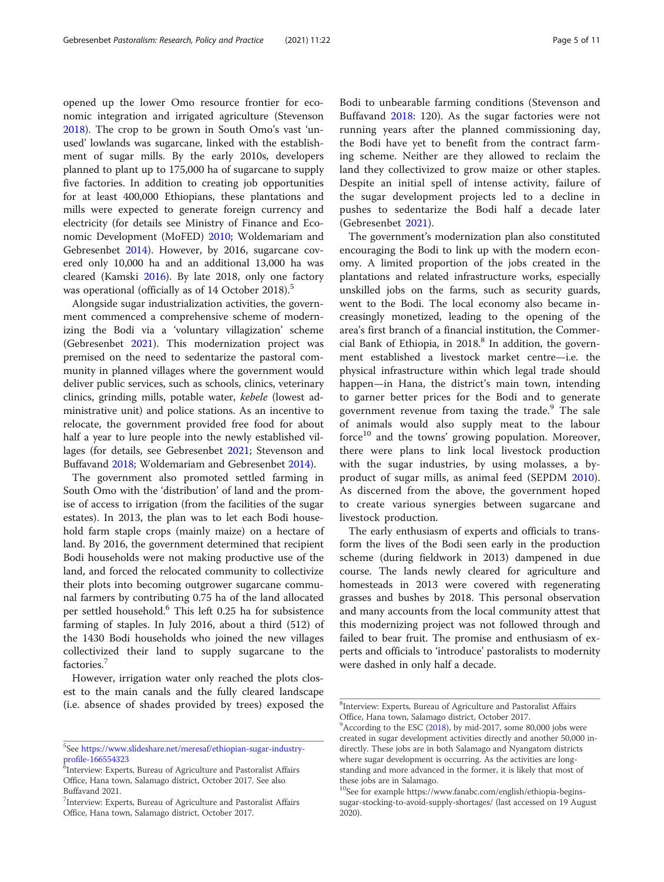opened up the lower Omo resource frontier for economic integration and irrigated agriculture (Stevenson 2018). The crop to be grown in South Omo's vast 'unused' lowlands was sugarcane, linked with the establishment of sugar mills. By the early 2010s, developers planned to plant up to 175,000 ha of sugarcane to supply five factories. In addition to creating job opportunities for at least 400,000 Ethiopians, these plantations and mills were expected to generate foreign currency and electricity (for details see Ministry of Finance and Economic Development (MoFED) 2010; Woldemariam and Gebresenbet 2014). However, by 2016, sugarcane covered only 10,000 ha and an additional 13,000 ha was cleared (Kamski 2016). By late 2018, only one factory was operational (officially as of 14 October 2018).[5]

Alongside sugar industrialization activities, the government commenced a comprehensive scheme of modernizing the Bodi via a 'voluntary villagization' scheme (Gebresenbet 2021). This modernization project was premised on the need to sedentarize the pastoral community in planned villages where the government would deliver public services, such as schools, clinics, veterinary clinics, grinding mills, potable water, *kebele* (lowest administrative unit) and police stations. As an incentive to relocate, the government provided free food for about half a year to lure people into the newly established villages (for details, see Gebresenbet 2021; Stevenson and Buffavand 2018; Woldemariam and Gebresenbet 2014).

The government also promoted settled farming in South Omo with the 'distribution' of land and the promise of access to irrigation (from the facilities of the sugar estates). In 2013, the plan was to let each Bodi household farm staple crops (mainly maize) on a hectare of land. By 2016, the government determined that recipient Bodi households were not making productive use of the land, and forced the relocated community to collectivize their plots into becoming outgrower sugarcane communal farmers by contributing 0.75 ha of the land allocated per settled household.[6] This left 0.25 ha for subsistence farming of staples. In July 2016, about a third (512) of the 1430 Bodi households who joined the new villages collectivized their land to supply sugarcane to the factories.[7]

However, irrigation water only reached the plots closest to the main canals and the fully cleared landscape (i.e. absence of shades provided by trees) exposed the Bodi to unbearable farming conditions (Stevenson and Buffavand 2018: 120). As the sugar factories were not running years after the planned commissioning day, the Bodi have yet to benefit from the contract farming scheme. Neither are they allowed to reclaim the land they collectivized to grow maize or other staples. Despite an initial spell of intense activity, failure of the sugar development projects led to a decline in pushes to sedentarize the Bodi half a decade later (Gebresenbet 2021).

The government's modernization plan also constituted encouraging the Bodi to link up with the modern economy. A limited proportion of the jobs created in the plantations and related infrastructure works, especially unskilled jobs on the farms, such as security guards, went to the Bodi. The local economy also became increasingly monetized, leading to the opening of the area's first branch of a financial institution, the Commercial Bank of Ethiopia, in 2018.[8] In addition, the government established a livestock market centre—i.e. the physical infrastructure within which legal trade should happen—in Hana, the district's main town, intending to garner better prices for the Bodi and to generate government revenue from taxing the trade.[9] The sale of animals would also supply meat to the labour force[10] and the towns' growing population. Moreover, there were plans to link local livestock production with the sugar industries, by using molasses, a by-product of sugar mills, as animal feed (SEPDM 2010). As discerned from the above, the government hoped to create various synergies between sugarcane and livestock production.

The early enthusiasm of experts and officials to transform the lives of the Bodi seen early in the production scheme (during fieldwork in 2013) dampened in due course. The lands newly cleared for agriculture and homesteads in 2013 were covered with regenerating grasses and bushes by 2018. This personal observation and many accounts from the local community attest that this modernizing project was not followed through and failed to bear fruit. The promise and enthusiasm of experts and officials to 'introduce' pastoralists to modernity were dashed in only half a decade.

---

[5] See https://www.slideshare.net/meresaf/ethiopian-sugar-industry-profile-166554323

[6] Interview: Experts, Bureau of Agriculture and Pastoralist Affairs Office, Hana town, Salamago district, October 2017. See also Buffavand 2021.

[7] Interview: Experts, Bureau of Agriculture and Pastoralist Affairs Office, Hana town, Salamago district, October 2017.

[8] Interview: Experts, Bureau of Agriculture and Pastoralist Affairs Office, Hana town, Salamago district, October 2017.

[9] According to the ESC (2018), by mid-2017, some 80,000 jobs were created in sugar development activities directly and another 50,000 indirectly. These jobs are in both Salamago and Nyangatom districts where sugar development is occurring. As the activities are long-standing and more advanced in the former, it is likely that most of these jobs are in Salamago.

[10] See for example https://www.fanabc.com/english/ethiopia-begins-sugar-stocking-to-avoid-supply-shortages/ (last accessed on 19 August 2020).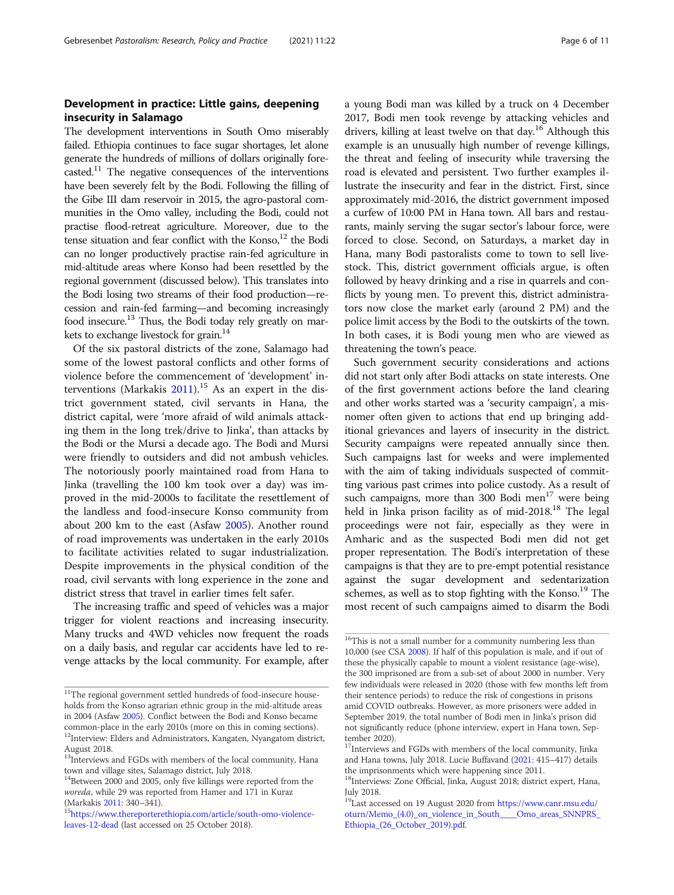## Development in practice: Little gains, deepening insecurity in Salamago

The development interventions in South Omo miserably failed. Ethiopia continues to face sugar shortages, let alone generate the hundreds of millions of dollars originally forecasted.[11] The negative consequences of the interventions have been severely felt by the Bodi. Following the filling of the Gibe III dam reservoir in 2015, the agro-pastoral communities in the Omo valley, including the Bodi, could not practise flood-retreat agriculture. Moreover, due to the tense situation and fear conflict with the Konso,[12] the Bodi can no longer productively practise rain-fed agriculture in mid-altitude areas where Konso had been resettled by the regional government (discussed below). This translates into the Bodi losing two streams of their food production—recession and rain-fed farming—and becoming increasingly food insecure.[13] Thus, the Bodi today rely greatly on markets to exchange livestock for grain.[14]

Of the six pastoral districts of the zone, Salamago had some of the lowest pastoral conflicts and other forms of violence before the commencement of 'development' interventions (Markakis 2011).[15] As an expert in the district government stated, civil servants in Hana, the district capital, were 'more afraid of wild animals attacking them in the long trek/drive to Jinka', than attacks by the Bodi or the Mursi a decade ago. The Bodi and Mursi were friendly to outsiders and did not ambush vehicles. The notoriously poorly maintained road from Hana to Jinka (travelling the 100 km took over a day) was improved in the mid-2000s to facilitate the resettlement of the landless and food-insecure Konso community from about 200 km to the east (Asfaw 2005). Another round of road improvements was undertaken in the early 2010s to facilitate activities related to sugar industrialization. Despite improvements in the physical condition of the road, civil servants with long experience in the zone and district stress that travel in earlier times felt safer.

The increasing traffic and speed of vehicles was a major trigger for violent reactions and increasing insecurity. Many trucks and 4WD vehicles now frequent the roads on a daily basis, and regular car accidents have led to revenge attacks by the local community. For example, after a young Bodi man was killed by a truck on 4 December 2017, Bodi men took revenge by attacking vehicles and drivers, killing at least twelve on that day.[16] Although this example is an unusually high number of revenge killings, the threat and feeling of insecurity while traversing the road is elevated and persistent. Two further examples illustrate the insecurity and fear in the district. First, since approximately mid-2016, the district government imposed a curfew of 10:00 PM in Hana town. All bars and restaurants, mainly serving the sugar sector's labour force, were forced to close. Second, on Saturdays, a market day in Hana, many Bodi pastoralists come to town to sell livestock. This, district government officials argue, is often followed by heavy drinking and a rise in quarrels and conflicts by young men. To prevent this, district administrators now close the market early (around 2 PM) and the police limit access by the Bodi to the outskirts of the town. In both cases, it is Bodi young men who are viewed as threatening the town's peace.

Such government security considerations and actions did not start only after Bodi attacks on state interests. One of the first government actions before the land clearing and other works started was a 'security campaign', a misnomer often given to actions that end up bringing additional grievances and layers of insecurity in the district. Security campaigns were repeated annually since then. Such campaigns last for weeks and were implemented with the aim of taking individuals suspected of committing various past crimes into police custody. As a result of such campaigns, more than 300 Bodi men[17] were being held in Jinka prison facility as of mid-2018.[18] The legal proceedings were not fair, especially as they were in Amharic and as the suspected Bodi men did not get proper representation. The Bodi's interpretation of these campaigns is that they are to pre-empt potential resistance against the sugar development and sedentarization schemes, as well as to stop fighting with the Konso.[19] The most recent of such campaigns aimed to disarm the Bodi

---

[11] The regional government settled hundreds of food-insecure households from the Konso agrarian ethnic group in the mid-altitude areas in 2004 (Asfaw 2005). Conflict between the Bodi and Konso became common-place in the early 2010s (more on this in coming sections).

[12] Interview: Elders and Administrators, Kangaten, Nyangatom district, August 2018.

[13] Interviews and FGDs with members of the local community, Hana town and village sites, Salamago district, July 2018.

[14] Between 2000 and 2005, only five killings were reported from the *woreda*, while 29 was reported from Hamer and 171 in Kuraz (Markakis 2011: 340–341).

[15] https://www.thereporterethiopia.com/article/south-omo-violence-leaves-12-dead (last accessed on 25 October 2018).

[16] This is not a small number for a community numbering less than 10,000 (see CSA 2008). If half of this population is male, and if out of these the physically capable to mount a violent resistance (age-wise), the 300 imprisoned are from a sub-set of about 2000 in number. Very few individuals were released in 2020 (those with few months left from their sentence periods) to reduce the risk of congestions in prisons amid COVID outbreaks. However, as more prisoners were added in September 2019, the total number of Bodi men in Jinka's prison did not significantly reduce (phone interview, expert in Hana town, September 2020).

[17] Interviews and FGDs with members of the local community, Jinka and Hana towns, July 2018. Lucie Buffavand (2021: 415–417) details the imprisonments which were happening since 2011.

[18] Interviews: Zone Official, Jinka, August 2018; district expert, Hana, July 2018.

[19] Last accessed on 19 August 2020 from https://www.canr.msu.edu/oturn/Memo_(4.0)_on_violence_in_South____Omo_areas_SNNPRS_Ethiopia_(26_October_2019).pdf.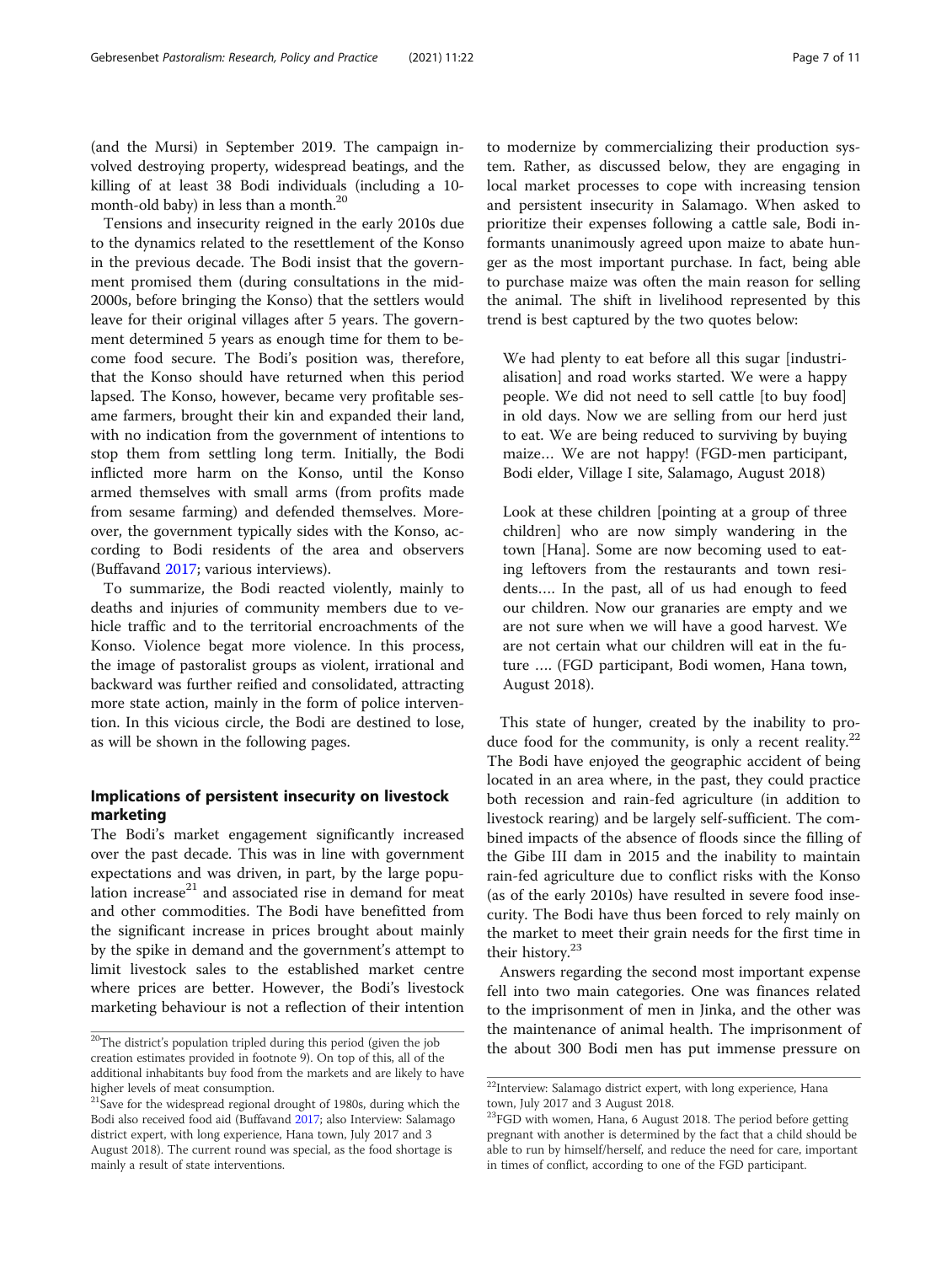(and the Mursi) in September 2019. The campaign involved destroying property, widespread beatings, and the killing of at least 38 Bodi individuals (including a 10-month-old baby) in less than a month.[20]

Tensions and insecurity reigned in the early 2010s due to the dynamics related to the resettlement of the Konso in the previous decade. The Bodi insist that the government promised them (during consultations in the mid-2000s, before bringing the Konso) that the settlers would leave for their original villages after 5 years. The government determined 5 years as enough time for them to become food secure. The Bodi's position was, therefore, that the Konso should have returned when this period lapsed. The Konso, however, became very profitable sesame farmers, brought their kin and expanded their land, with no indication from the government of intentions to stop them from settling long term. Initially, the Bodi inflicted more harm on the Konso, until the Konso armed themselves with small arms (from profits made from sesame farming) and defended themselves. Moreover, the government typically sides with the Konso, according to Bodi residents of the area and observers (Buffavand 2017; various interviews).

To summarize, the Bodi reacted violently, mainly to deaths and injuries of community members due to vehicle traffic and to the territorial encroachments of the Konso. Violence begat more violence. In this process, the image of pastoralist groups as violent, irrational and backward was further reified and consolidated, attracting more state action, mainly in the form of police intervention. In this vicious circle, the Bodi are destined to lose, as will be shown in the following pages.

## Implications of persistent insecurity on livestock marketing

The Bodi's market engagement significantly increased over the past decade. This was in line with government expectations and was driven, in part, by the large population increase[21] and associated rise in demand for meat and other commodities. The Bodi have benefitted from the significant increase in prices brought about mainly by the spike in demand and the government's attempt to limit livestock sales to the established market centre where prices are better. However, the Bodi's livestock marketing behaviour is not a reflection of their intention to modernize by commercializing their production system. Rather, as discussed below, they are engaging in local market processes to cope with increasing tension and persistent insecurity in Salamago. When asked to prioritize their expenses following a cattle sale, Bodi informants unanimously agreed upon maize to abate hunger as the most important purchase. In fact, being able to purchase maize was often the main reason for selling the animal. The shift in livelihood represented by this trend is best captured by the two quotes below:

> We had plenty to eat before all this sugar [industrialisation] and road works started. We were a happy people. We did not need to sell cattle [to buy food] in old days. Now we are selling from our herd just to eat. We are being reduced to surviving by buying maize… We are not happy! (FGD-men participant, Bodi elder, Village I site, Salamago, August 2018)

> Look at these children [pointing at a group of three children] who are now simply wandering in the town [Hana]. Some are now becoming used to eating leftovers from the restaurants and town residents…. In the past, all of us had enough to feed our children. Now our granaries are empty and we are not sure when we will have a good harvest. We are not certain what our children will eat in the future …. (FGD participant, Bodi women, Hana town, August 2018).

This state of hunger, created by the inability to produce food for the community, is only a recent reality.[22] The Bodi have enjoyed the geographic accident of being located in an area where, in the past, they could practice both recession and rain-fed agriculture (in addition to livestock rearing) and be largely self-sufficient. The combined impacts of the absence of floods since the filling of the Gibe III dam in 2015 and the inability to maintain rain-fed agriculture due to conflict risks with the Konso (as of the early 2010s) have resulted in severe food insecurity. The Bodi have thus been forced to rely mainly on the market to meet their grain needs for the first time in their history.[23]

Answers regarding the second most important expense fell into two main categories. One was finances related to the imprisonment of men in Jinka, and the other was the maintenance of animal health. The imprisonment of the about 300 Bodi men has put immense pressure on

---

[20]The district's population tripled during this period (given the job creation estimates provided in footnote 9). On top of this, all of the additional inhabitants buy food from the markets and are likely to have higher levels of meat consumption.

[21]Save for the widespread regional drought of 1980s, during which the Bodi also received food aid (Buffavand 2017; also Interview: Salamago district expert, with long experience, Hana town, July 2017 and 3 August 2018). The current round was special, as the food shortage is mainly a result of state interventions.

[22]Interview: Salamago district expert, with long experience, Hana town, July 2017 and 3 August 2018.

[23]FGD with women, Hana, 6 August 2018. The period before getting pregnant with another is determined by the fact that a child should be able to run by himself/herself, and reduce the need for care, important in times of conflict, according to one of the FGD participant.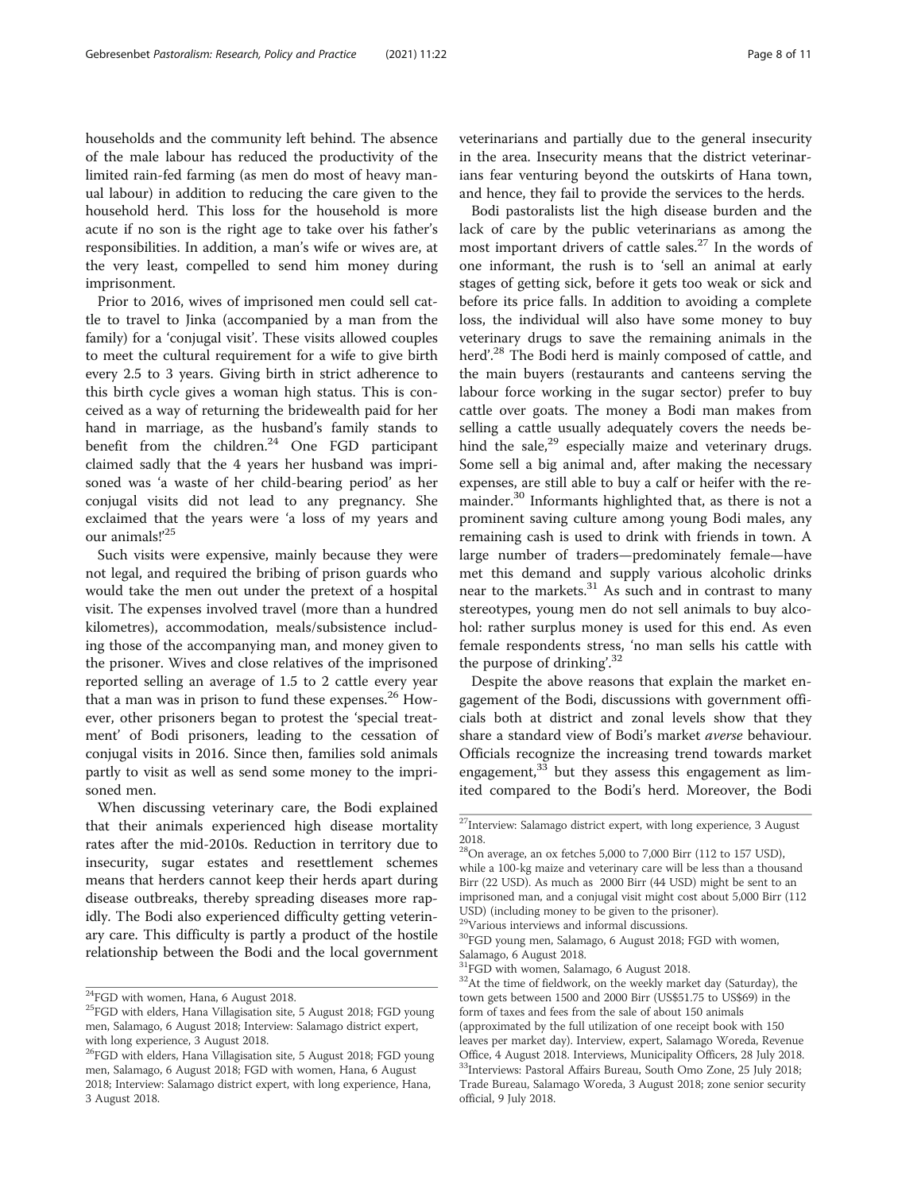households and the community left behind. The absence of the male labour has reduced the productivity of the limited rain-fed farming (as men do most of heavy manual labour) in addition to reducing the care given to the household herd. This loss for the household is more acute if no son is the right age to take over his father's responsibilities. In addition, a man's wife or wives are, at the very least, compelled to send him money during imprisonment.

Prior to 2016, wives of imprisoned men could sell cattle to travel to Jinka (accompanied by a man from the family) for a 'conjugal visit'. These visits allowed couples to meet the cultural requirement for a wife to give birth every 2.5 to 3 years. Giving birth in strict adherence to this birth cycle gives a woman high status. This is conceived as a way of returning the bridewealth paid for her hand in marriage, as the husband's family stands to benefit from the children.[24] One FGD participant claimed sadly that the 4 years her husband was imprisoned was 'a waste of her child-bearing period' as her conjugal visits did not lead to any pregnancy. She exclaimed that the years were 'a loss of my years and our animals!'[25]

Such visits were expensive, mainly because they were not legal, and required the bribing of prison guards who would take the men out under the pretext of a hospital visit. The expenses involved travel (more than a hundred kilometres), accommodation, meals/subsistence including those of the accompanying man, and money given to the prisoner. Wives and close relatives of the imprisoned reported selling an average of 1.5 to 2 cattle every year that a man was in prison to fund these expenses.[26] However, other prisoners began to protest the 'special treatment' of Bodi prisoners, leading to the cessation of conjugal visits in 2016. Since then, families sold animals partly to visit as well as send some money to the imprisoned men.

When discussing veterinary care, the Bodi explained that their animals experienced high disease mortality rates after the mid-2010s. Reduction in territory due to insecurity, sugar estates and resettlement schemes means that herders cannot keep their herds apart during disease outbreaks, thereby spreading diseases more rapidly. The Bodi also experienced difficulty getting veterinary care. This difficulty is partly a product of the hostile relationship between the Bodi and the local government veterinarians and partially due to the general insecurity in the area. Insecurity means that the district veterinarians fear venturing beyond the outskirts of Hana town, and hence, they fail to provide the services to the herds.

Bodi pastoralists list the high disease burden and the lack of care by the public veterinarians as among the most important drivers of cattle sales.[27] In the words of one informant, the rush is to 'sell an animal at early stages of getting sick, before it gets too weak or sick and before its price falls. In addition to avoiding a complete loss, the individual will also have some money to buy veterinary drugs to save the remaining animals in the herd'.[28] The Bodi herd is mainly composed of cattle, and the main buyers (restaurants and canteens serving the labour force working in the sugar sector) prefer to buy cattle over goats. The money a Bodi man makes from selling a cattle usually adequately covers the needs behind the sale,[29] especially maize and veterinary drugs. Some sell a big animal and, after making the necessary expenses, are still able to buy a calf or heifer with the remainder.[30] Informants highlighted that, as there is not a prominent saving culture among young Bodi males, any remaining cash is used to drink with friends in town. A large number of traders—predominately female—have met this demand and supply various alcoholic drinks near to the markets.[31] As such and in contrast to many stereotypes, young men do not sell animals to buy alcohol: rather surplus money is used for this end. As even female respondents stress, 'no man sells his cattle with the purpose of drinking'.[32]

Despite the above reasons that explain the market engagement of the Bodi, discussions with government officials both at district and zonal levels show that they share a standard view of Bodi's market *averse* behaviour. Officials recognize the increasing trend towards market engagement,[33] but they assess this engagement as limited compared to the Bodi's herd. Moreover, the Bodi

---

[24] FGD with women, Hana, 6 August 2018.

[25] FGD with elders, Hana Villagisation site, 5 August 2018; FGD young men, Salamago, 6 August 2018; Interview: Salamago district expert, with long experience, 3 August 2018.

[26] FGD with elders, Hana Villagisation site, 5 August 2018; FGD young men, Salamago, 6 August 2018; FGD with women, Hana, 6 August 2018; Interview: Salamago district expert, with long experience, Hana, 3 August 2018.

[27] Interview: Salamago district expert, with long experience, 3 August 2018.

[28] On average, an ox fetches 5,000 to 7,000 Birr (112 to 157 USD), while a 100-kg maize and veterinary care will be less than a thousand Birr (22 USD). As much as 2000 Birr (44 USD) might be sent to an imprisoned man, and a conjugal visit might cost about 5,000 Birr (112 USD) (including money to be given to the prisoner).

[29] Various interviews and informal discussions.

[30] FGD young men, Salamago, 6 August 2018; FGD with women, Salamago, 6 August 2018.

[31] FGD with women, Salamago, 6 August 2018.

[32] At the time of fieldwork, on the weekly market day (Saturday), the town gets between 1500 and 2000 Birr (US$51.75 to US$69) in the form of taxes and fees from the sale of about 150 animals (approximated by the full utilization of one receipt book with 150 leaves per market day). Interview, expert, Salamago Woreda, Revenue Office, 4 August 2018. Interviews, Municipality Officers, 28 July 2018.

[33] Interviews: Pastoral Affairs Bureau, South Omo Zone, 25 July 2018; Trade Bureau, Salamago Woreda, 3 August 2018; zone senior security official, 9 July 2018.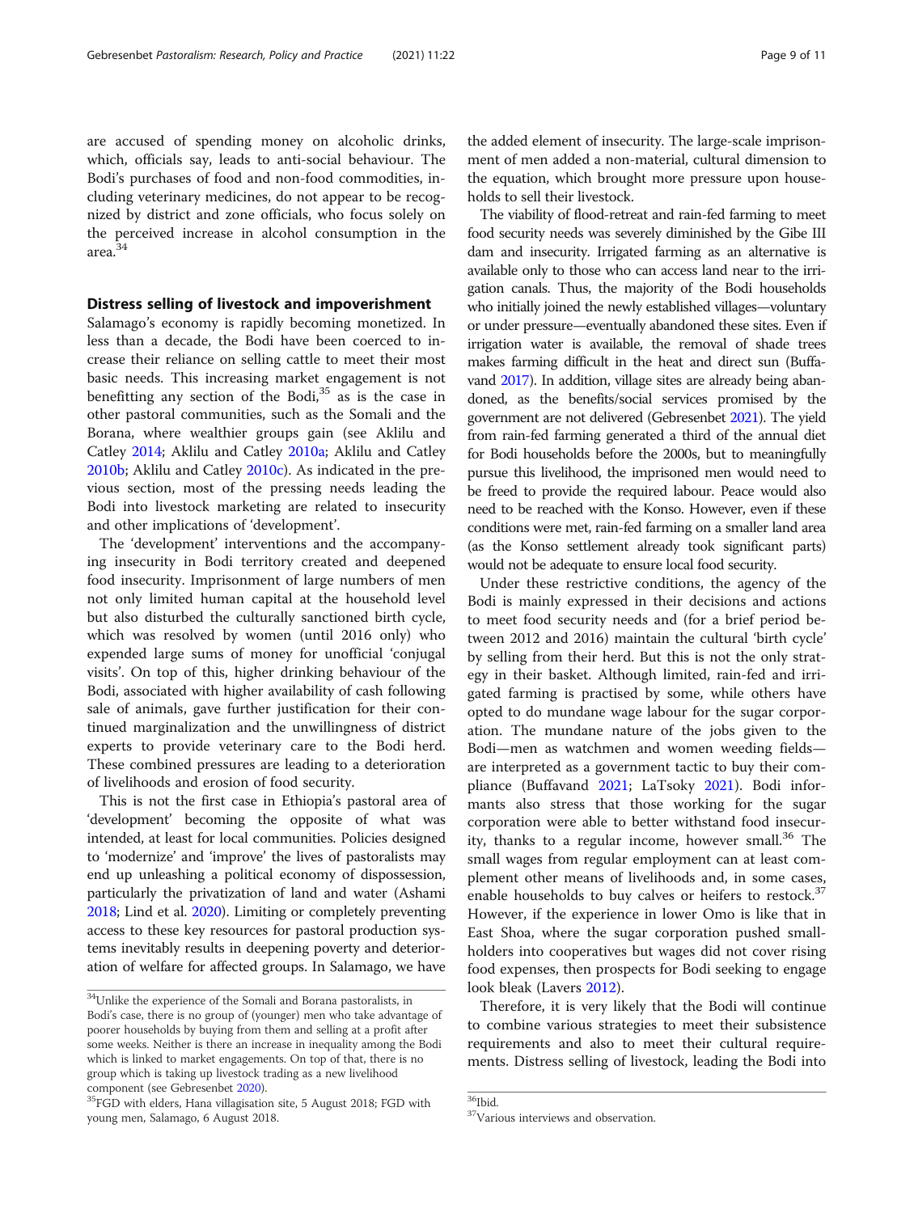are accused of spending money on alcoholic drinks, which, officials say, leads to anti-social behaviour. The Bodi's purchases of food and non-food commodities, including veterinary medicines, do not appear to be recognized by district and zone officials, who focus solely on the perceived increase in alcohol consumption in the area.[34]

## Distress selling of livestock and impoverishment

Salamago's economy is rapidly becoming monetized. In less than a decade, the Bodi have been coerced to increase their reliance on selling cattle to meet their most basic needs. This increasing market engagement is not benefitting any section of the Bodi,[35] as is the case in other pastoral communities, such as the Somali and the Borana, where wealthier groups gain (see Aklilu and Catley 2014; Aklilu and Catley 2010a; Aklilu and Catley 2010b; Aklilu and Catley 2010c). As indicated in the previous section, most of the pressing needs leading the Bodi into livestock marketing are related to insecurity and other implications of 'development'.

The 'development' interventions and the accompanying insecurity in Bodi territory created and deepened food insecurity. Imprisonment of large numbers of men not only limited human capital at the household level but also disturbed the culturally sanctioned birth cycle, which was resolved by women (until 2016 only) who expended large sums of money for unofficial 'conjugal visits'. On top of this, higher drinking behaviour of the Bodi, associated with higher availability of cash following sale of animals, gave further justification for their continued marginalization and the unwillingness of district experts to provide veterinary care to the Bodi herd. These combined pressures are leading to a deterioration of livelihoods and erosion of food security.

This is not the first case in Ethiopia's pastoral area of 'development' becoming the opposite of what was intended, at least for local communities. Policies designed to 'modernize' and 'improve' the lives of pastoralists may end up unleashing a political economy of dispossession, particularly the privatization of land and water (Ashami 2018; Lind et al. 2020). Limiting or completely preventing access to these key resources for pastoral production systems inevitably results in deepening poverty and deterioration of welfare for affected groups. In Salamago, we have the added element of insecurity. The large-scale imprisonment of men added a non-material, cultural dimension to the equation, which brought more pressure upon households to sell their livestock.

The viability of flood-retreat and rain-fed farming to meet food security needs was severely diminished by the Gibe III dam and insecurity. Irrigated farming as an alternative is available only to those who can access land near to the irrigation canals. Thus, the majority of the Bodi households who initially joined the newly established villages—voluntary or under pressure—eventually abandoned these sites. Even if irrigation water is available, the removal of shade trees makes farming difficult in the heat and direct sun (Buffavand 2017). In addition, village sites are already being abandoned, as the benefits/social services promised by the government are not delivered (Gebresenbet 2021). The yield from rain-fed farming generated a third of the annual diet for Bodi households before the 2000s, but to meaningfully pursue this livelihood, the imprisoned men would need to be freed to provide the required labour. Peace would also need to be reached with the Konso. However, even if these conditions were met, rain-fed farming on a smaller land area (as the Konso settlement already took significant parts) would not be adequate to ensure local food security.

Under these restrictive conditions, the agency of the Bodi is mainly expressed in their decisions and actions to meet food security needs and (for a brief period between 2012 and 2016) maintain the cultural 'birth cycle' by selling from their herd. But this is not the only strategy in their basket. Although limited, rain-fed and irrigated farming is practised by some, while others have opted to do mundane wage labour for the sugar corporation. The mundane nature of the jobs given to the Bodi—men as watchmen and women weeding fields—are interpreted as a government tactic to buy their compliance (Buffavand 2021; LaTsoky 2021). Bodi informants also stress that those working for the sugar corporation were able to better withstand food insecurity, thanks to a regular income, however small.[36] The small wages from regular employment can at least complement other means of livelihoods and, in some cases, enable households to buy calves or heifers to restock.[37] However, if the experience in lower Omo is like that in East Shoa, where the sugar corporation pushed smallholders into cooperatives but wages did not cover rising food expenses, then prospects for Bodi seeking to engage look bleak (Lavers 2012).

Therefore, it is very likely that the Bodi will continue to combine various strategies to meet their subsistence requirements and also to meet their cultural requirements. Distress selling of livestock, leading the Bodi into

---

[34] Unlike the experience of the Somali and Borana pastoralists, in Bodi's case, there is no group of (younger) men who take advantage of poorer households by buying from them and selling at a profit after some weeks. Neither is there an increase in inequality among the Bodi which is linked to market engagements. On top of that, there is no group which is taking up livestock trading as a new livelihood component (see Gebresenbet 2020).

[35] FGD with elders, Hana villagisation site, 5 August 2018; FGD with young men, Salamago, 6 August 2018.

[36] Ibid.

[37] Various interviews and observation.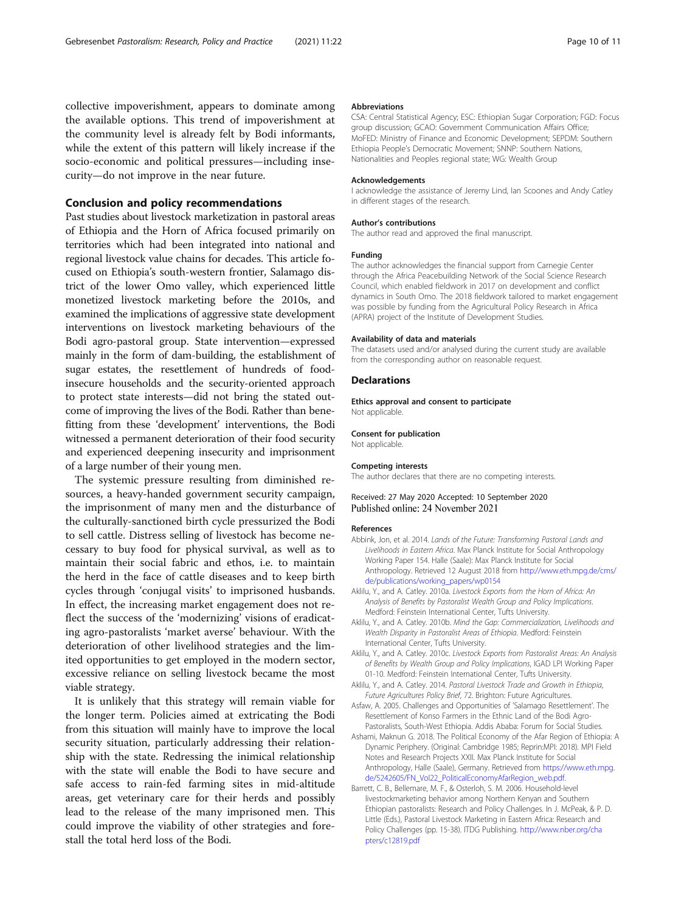collective impoverishment, appears to dominate among the available options. This trend of impoverishment at the community level is already felt by Bodi informants, while the extent of this pattern will likely increase if the socio-economic and political pressures—including insecurity—do not improve in the near future.

## Conclusion and policy recommendations

Past studies about livestock marketization in pastoral areas of Ethiopia and the Horn of Africa focused primarily on territories which had been integrated into national and regional livestock value chains for decades. This article focused on Ethiopia's south-western frontier, Salamago district of the lower Omo valley, which experienced little monetized livestock marketing before the 2010s, and examined the implications of aggressive state development interventions on livestock marketing behaviours of the Bodi agro-pastoral group. State intervention—expressed mainly in the form of dam-building, the establishment of sugar estates, the resettlement of hundreds of food-insecure households and the security-oriented approach to protect state interests—did not bring the stated outcome of improving the lives of the Bodi. Rather than benefitting from these 'development' interventions, the Bodi witnessed a permanent deterioration of their food security and experienced deepening insecurity and imprisonment of a large number of their young men.

The systemic pressure resulting from diminished resources, a heavy-handed government security campaign, the imprisonment of many men and the disturbance of the culturally-sanctioned birth cycle pressurized the Bodi to sell cattle. Distress selling of livestock has become necessary to buy food for physical survival, as well as to maintain their social fabric and ethos, i.e. to maintain the herd in the face of cattle diseases and to keep birth cycles through 'conjugal visits' to imprisoned husbands. In effect, the increasing market engagement does not reflect the success of the 'modernizing' visions of eradicating agro-pastoralists 'market averse' behaviour. With the deterioration of other livelihood strategies and the limited opportunities to get employed in the modern sector, excessive reliance on selling livestock became the most viable strategy.

It is unlikely that this strategy will remain viable for the longer term. Policies aimed at extricating the Bodi from this situation will mainly have to improve the local security situation, particularly addressing their relationship with the state. Redressing the inimical relationship with the state will enable the Bodi to have secure and safe access to rain-fed farming sites in mid-altitude areas, get veterinary care for their herds and possibly lead to the release of the many imprisoned men. This could improve the viability of other strategies and forestall the total herd loss of the Bodi.

### Abbreviations

CSA: Central Statistical Agency; ESC: Ethiopian Sugar Corporation; FGD: Focus group discussion; GCAO: Government Communication Affairs Office; MoFED: Ministry of Finance and Economic Development; SEPDM: Southern Ethiopia People's Democratic Movement; SNNP: Southern Nations, Nationalities and Peoples regional state; WG: Wealth Group

### Acknowledgements

I acknowledge the assistance of Jeremy Lind, Ian Scoones and Andy Catley in different stages of the research.

### Author's contributions

The author read and approved the final manuscript.

### Funding

The author acknowledges the financial support from Carnegie Center through the Africa Peacebuilding Network of the Social Science Research Council, which enabled fieldwork in 2017 on development and conflict dynamics in South Omo. The 2018 fieldwork tailored to market engagement was possible by funding from the Agricultural Policy Research in Africa (APRA) project of the Institute of Development Studies.

### Availability of data and materials

The datasets used and/or analysed during the current study are available from the corresponding author on reasonable request.

## Declarations

### Ethics approval and consent to participate

Not applicable.

### Consent for publication

Not applicable.

### Competing interests

The author declares that there are no competing interests.

Received: 27 May 2020 Accepted: 10 September 2020
Published online: 24 November 2021

### References

Abbink, Jon, et al. 2014. *Lands of the Future: Transforming Pastoral Lands and Livelihoods in Eastern Africa*. Max Planck Institute for Social Anthropology Working Paper 154. Halle (Saale): Max Planck Institute for Social Anthropology. Retrieved 12 August 2018 from http://www.eth.mpg.de/cms/de/publications/working_papers/wp0154

Aklilu, Y., and A. Catley. 2010a. *Livestock Exports from the Horn of Africa: An Analysis of Benefits by Pastoralist Wealth Group and Policy Implications*. Medford: Feinstein International Center, Tufts University.

Aklilu, Y., and A. Catley. 2010b. *Mind the Gap: Commercialization, Livelihoods and Wealth Disparity in Pastoralist Areas of Ethiopia*. Medford: Feinstein International Center, Tufts University.

Aklilu, Y., and A. Catley. 2010c. *Livestock Exports from Pastoralist Areas: An Analysis of Benefits by Wealth Group and Policy Implications*, IGAD LPI Working Paper 01-10. Medford: Feinstein International Center, Tufts University.

Aklilu, Y., and A. Catley. 2014. *Pastoral Livestock Trade and Growth in Ethiopia*, *Future Agricultures Policy Brief*, 72. Brighton: Future Agricultures.

Asfaw, A. 2005. Challenges and Opportunities of 'Salamago Resettlement'. The Resettlement of Konso Farmers in the Ethnic Land of the Bodi Agro-Pastoralists, South-West Ethiopia. Addis Ababa: Forum for Social Studies.

Ashami, Maknun G. 2018. The Political Economy of the Afar Region of Ethiopia: A Dynamic Periphery. (Original: Cambridge 1985; Reprin:MPI: 2018). MPI Field Notes and Research Projects XXII. Max Planck Institute for Social Anthropology, Halle (Saale), Germany. Retrieved from https://www.eth.mpg.de/5242605/FN_Vol22_PoliticalEconomyAfarRegion_web.pdf.

Barrett, C. B., Bellemare, M. F., & Osterloh, S. M. 2006. Household-level livestockmarketing behavior among Northern Kenyan and Southern Ethiopian pastoralists: Research and Policy Challenges. In J. McPeak, & P. D. Little (Eds.), Pastoral Livestock Marketing in Eastern Africa: Research and Policy Challenges (pp. 15-38). ITDG Publishing. http://www.nber.org/chapters/c12819.pdf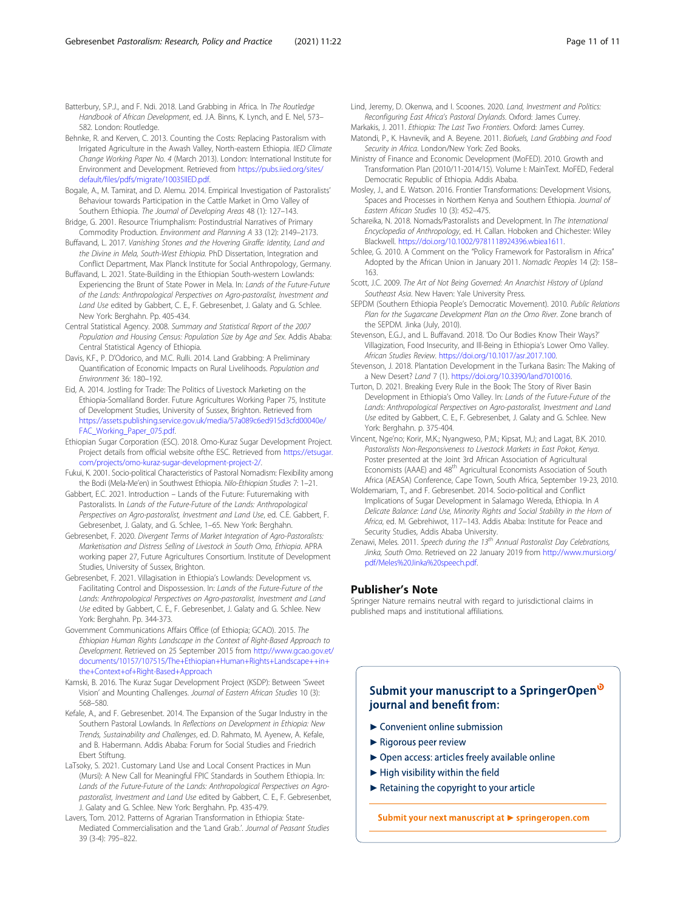Batterbury, S.P.J., and F. Ndi. 2018. Land Grabbing in Africa. In *The Routledge Handbook of African Development*, ed. J.A. Binns, K. Lynch, and E. Nel, 573–582. London: Routledge.

Behnke, R. and Kerven, C. 2013. Counting the Costs: Replacing Pastoralism with Irrigated Agriculture in the Awash Valley, North-eastern Ethiopia. *IIED Climate Change Working Paper No. 4* (March 2013). London: International Institute for Environment and Development. Retrieved from https://pubs.iied.org/sites/default/files/pdfs/migrate/10035IIED.pdf.

Bogale, A., M. Tamirat, and D. Alemu. 2014. Empirical Investigation of Pastoralists' Behaviour towards Participation in the Cattle Market in Omo Valley of Southern Ethiopia. *The Journal of Developing Areas* 48 (1): 127–143.

Bridge, G. 2001. Resource Triumphalism: Postindustrial Narratives of Primary Commodity Production. *Environment and Planning A* 33 (12): 2149–2173.

Buffavand, L. 2017. *Vanishing Stones and the Hovering Giraffe: Identity, Land and the Divine in Mela, South-West Ethiopia.* PhD Dissertation, Integration and Conflict Department, Max Planck Institute for Social Anthropology, Germany.

Buffavand, L. 2021. State-Building in the Ethiopian South-western Lowlands: Experiencing the Brunt of State Power in Mela. In: *Lands of the Future-Future of the Lands: Anthropological Perspectives on Agro-pastoralist, Investment and Land Use* edited by Gabbert, C. E., F. Gebresenbet, J. Galaty and G. Schlee. New York: Berghahn. Pp. 405-434.

Central Statistical Agency. 2008. *Summary and Statistical Report of the 2007 Population and Housing Census: Population Size by Age and Sex.* Addis Ababa: Central Statistical Agency of Ethiopia.

Davis, K.F., P. D'Odorico, and M.C. Rulli. 2014. Land Grabbing: A Preliminary Quantification of Economic Impacts on Rural Livelihoods. *Population and Environment* 36: 180–192.

Eid, A. 2014. Jostling for Trade: The Politics of Livestock Marketing on the Ethiopia-Somaliland Border. Future Agricultures Working Paper 75, Institute of Development Studies, University of Sussex, Brighton. Retrieved from https://assets.publishing.service.gov.uk/media/57a089c6ed915d3cfd00040e/FAC_Working_Paper_075.pdf.

Ethiopian Sugar Corporation (ESC). 2018. Omo-Kuraz Sugar Development Project. Project details from official website ofthe ESC. Retrieved from https://etsugar.com/projects/omo-kuraz-sugar-development-project-2/.

Fukui, K. 2001. Socio-political Characteristics of Pastoral Nomadism: Flexibility among the Bodi (Mela-Me'en) in Southwest Ethiopia. *Nilo-Ethiopian Studies* 7: 1–21.

Gabbert, E.C. 2021. Introduction – Lands of the Future: Futuremaking with Pastoralists. In *Lands of the Future-Future of the Lands: Anthropological Perspectives on Agro-pastoralist, Investment and Land Use*, ed. C.E. Gabbert, F. Gebresenbet, J. Galaty, and G. Schlee, 1–65. New York: Berghahn.

Gebresenbet, F. 2020. *Divergent Terms of Market Integration of Agro-Pastoralists: Marketisation and Distress Selling of Livestock in South Omo, Ethiopia.* APRA working paper 27, Future Agricultures Consortium. Institute of Development Studies, University of Sussex, Brighton.

Gebresenbet, F. 2021. Villagisation in Ethiopia's Lowlands: Development vs. Facilitating Control and Dispossession. In: *Lands of the Future-Future of the Lands: Anthropological Perspectives on Agro-pastoralist, Investment and Land Use* edited by Gabbert, C. E., F. Gebresenbet, J. Galaty and G. Schlee. New York: Berghahn. Pp. 344-373.

Government Communications Affairs Office (of Ethiopia; GCAO). 2015. *The Ethiopian Human Rights Landscape in the Context of Right-Based Approach to Development.* Retrieved on 25 September 2015 from http://www.gcao.gov.et/documents/10157/107515/The+Ethiopian+Human+Rights+Landscape++in+the+Context+of+Right-Based+Approach

Kamski, B. 2016. The Kuraz Sugar Development Project (KSDP): Between 'Sweet Vision' and Mounting Challenges. *Journal of Eastern African Studies* 10 (3): 568–580.

Kefale, A., and F. Gebresenbet. 2014. The Expansion of the Sugar Industry in the Southern Pastoral Lowlands. In *Reflections on Development in Ethiopia: New Trends, Sustainability and Challenges*, ed. D. Rahmato, M. Ayenew, A. Kefale, and B. Habermann. Addis Ababa: Forum for Social Studies and Friedrich Ebert Stiftung.

LaTsoky, S. 2021. Customary Land Use and Local Consent Practices in Mun (Mursi): A New Call for Meaningful FPIC Standards in Southern Ethiopia. In: *Lands of the Future-Future of the Lands: Anthropological Perspectives on Agro-pastoralist, Investment and Land Use* edited by Gabbert, C. E., F. Gebresenbet, J. Galaty and G. Schlee. New York: Berghahn. Pp. 435-479.

Lavers, Tom. 2012. Patterns of Agrarian Transformation in Ethiopia: State-Mediated Commercialisation and the 'Land Grab.'. *Journal of Peasant Studies* 39 (3-4): 795–822.

Lind, Jeremy, D. Okenwa, and I. Scoones. 2020. *Land, Investment and Politics: Reconfiguring East Africa's Pastoral Drylands.* Oxford: James Currey.

Markakis, J. 2011. *Ethiopia: The Last Two Frontiers.* Oxford: James Currey.

Matondi, P., K. Havnevik, and A. Beyene. 2011. *Biofuels, Land Grabbing and Food Security in Africa.* London/New York: Zed Books.

Ministry of Finance and Economic Development (MoFED). 2010. Growth and Transformation Plan (2010/11-2014/15). Volume I: MainText. MoFED, Federal Democratic Republic of Ethiopia. Addis Ababa.

Mosley, J., and E. Watson. 2016. Frontier Transformations: Development Visions, Spaces and Processes in Northern Kenya and Southern Ethiopia. *Journal of Eastern African Studies* 10 (3): 452–475.

Schareika, N. 2018. Nomads/Pastoralists and Development. In *The International Encyclopedia of Anthropology*, ed. H. Callan. Hoboken and Chichester: Wiley Blackwell. https://doi.org/10.1002/9781118924396.wbiea1611.

Schlee, G. 2010. A Comment on the "Policy Framework for Pastoralism in Africa" Adopted by the African Union in January 2011. *Nomadic Peoples* 14 (2): 158–163.

Scott, J.C. 2009. *The Art of Not Being Governed: An Anarchist History of Upland Southeast Asia.* New Haven: Yale University Press.

SEPDM (Southern Ethiopia People's Democratic Movement). 2010. *Public Relations Plan for the Sugarcane Development Plan on the Omo River.* Zone branch of the SEPDM. Jinka (July, 2010).

Stevenson, E.G.J., and L. Buffavand. 2018. 'Do Our Bodies Know Their Ways?' Villagization, Food Insecurity, and Ill-Being in Ethiopia's Lower Omo Valley. *African Studies Review.* https://doi.org/10.1017/asr.2017.100.

Stevenson, J. 2018. Plantation Development in the Turkana Basin: The Making of a New Desert? *Land* 7 (1). https://doi.org/10.3390/land7010016.

Turton, D. 2021. Breaking Every Rule in the Book: The Story of River Basin Development in Ethiopia's Omo Valley. In: *Lands of the Future-Future of the Lands: Anthropological Perspectives on Agro-pastoralist, Investment and Land Use* edited by Gabbert, C. E., F. Gebresenbet, J. Galaty and G. Schlee. New York: Berghahn. p. 375-404.

Vincent, Nge'no; Korir, M.K.; Nyangweso, P.M.; Kipsat, M.J; and Lagat, B.K. 2010. *Pastoralists Non-Responsiveness to Livestock Markets in East Pokot, Kenya.* Poster presented at the Joint 3rd African Association of Agricultural Economists (AAAE) and 48th Agricultural Economists Association of South Africa (AEASA) Conference, Cape Town, South Africa, September 19-23, 2010.

Woldemariam, T., and F. Gebresenbet. 2014. Socio-political and Conflict Implications of Sugar Development in Salamago Wereda, Ethiopia. In *A Delicate Balance: Land Use, Minority Rights and Social Stability in the Horn of Africa*, ed. M. Gebrehiwot, 117–143. Addis Ababa: Institute for Peace and Security Studies, Addis Ababa University.

Zenawi, Meles. 2011. *Speech during the 13th Annual Pastoralist Day Celebrations, Jinka, South Omo.* Retrieved on 22 January 2019 from http://www.mursi.org/pdf/Meles%20Jinka%20speech.pdf.

## Publisher's Note

Springer Nature remains neutral with regard to jurisdictional claims in published maps and institutional affiliations.

**Submit your manuscript to a SpringerOpen journal and benefit from:**

- ► Convenient online submission
- ► Rigorous peer review
- ► Open access: articles freely available online
- ► High visibility within the field
- ► Retaining the copyright to your article

**Submit your next manuscript at ► springeropen.com**